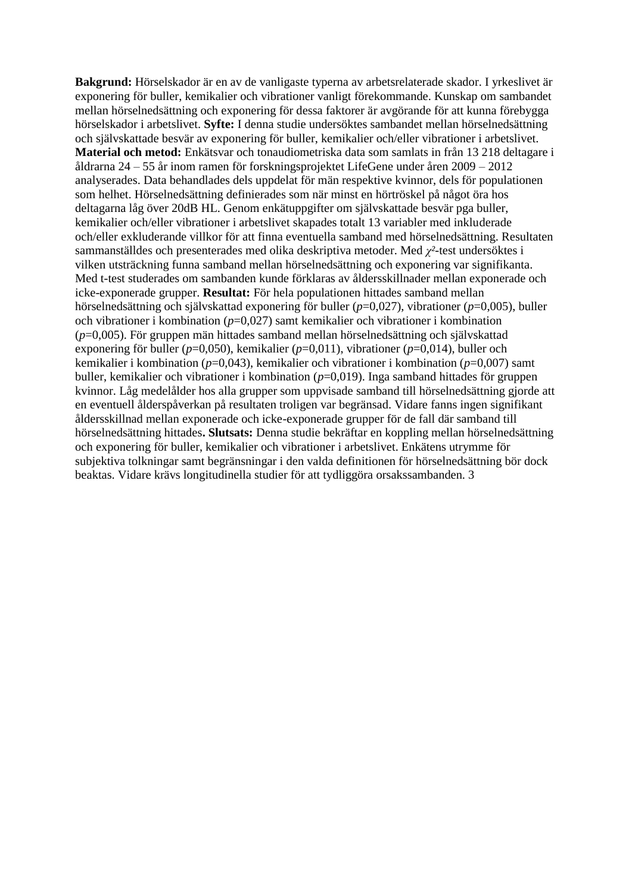**Bakgrund:** Hörselskador är en av de vanligaste typerna av arbetsrelaterade skador. I yrkeslivet är exponering för buller, kemikalier och vibrationer vanligt förekommande. Kunskap om sambandet mellan hörselnedsättning och exponering för dessa faktorer är avgörande för att kunna förebygga hörselskador i arbetslivet. **Syfte:** I denna studie undersöktes sambandet mellan hörselnedsättning och självskattade besvär av exponering för buller, kemikalier och/eller vibrationer i arbetslivet. **Material och metod:** Enkätsvar och tonaudiometriska data som samlats in från 13 218 deltagare i åldrarna 24 – 55 år inom ramen för forskningsprojektet LifeGene under åren 2009 – 2012 analyserades. Data behandlades dels uppdelat för män respektive kvinnor, dels för populationen som helhet. Hörselnedsättning definierades som när minst en hörtröskel på något öra hos deltagarna låg över 20dB HL. Genom enkätuppgifter om självskattade besvär pga buller, kemikalier och/eller vibrationer i arbetslivet skapades totalt 13 variabler med inkluderade och/eller exkluderande villkor för att finna eventuella samband med hörselnedsättning. Resultaten sammanställdes och presenterades med olika deskriptiva metoder. Med $\chi^2$-test undersöktes i vilken utsträckning funna samband mellan hörselnedsättning och exponering var signifikanta. Med t-test studerades om sambanden kunde förklaras av åldersskillnader mellan exponerade och icke-exponerade grupper. **Resultat:** För hela populationen hittades samband mellan hörselnedsättning och självskattad exponering för buller ($p$=0,027), vibrationer ($p$=0,005), buller och vibrationer i kombination ($p$=0,027) samt kemikalier och vibrationer i kombination ($p$=0,005). För gruppen män hittades samband mellan hörselnedsättning och självskattad exponering för buller ($p$=0,050), kemikalier ($p$=0,011), vibrationer ($p$=0,014), buller och kemikalier i kombination ($p$=0,043), kemikalier och vibrationer i kombination ($p$=0,007) samt buller, kemikalier och vibrationer i kombination ($p$=0,019). Inga samband hittades för gruppen kvinnor. Låg medelålder hos alla grupper som uppvisade samband till hörselnedsättning gjorde att en eventuell ålderspåverkan på resultaten troligen var begränsad. Vidare fanns ingen signifikant åldersskillnad mellan exponerade och icke-exponerade grupper för de fall där samband till hörselnedsättning hittades**.** **Slutsats:** Denna studie bekräftar en koppling mellan hörselnedsättning och exponering för buller, kemikalier och vibrationer i arbetslivet. Enkätens utrymme för subjektiva tolkningar samt begränsningar i den valda definitionen för hörselnedsättning bör dock beaktas. Vidare krävs longitudinella studier för att tydliggöra orsakssambanden.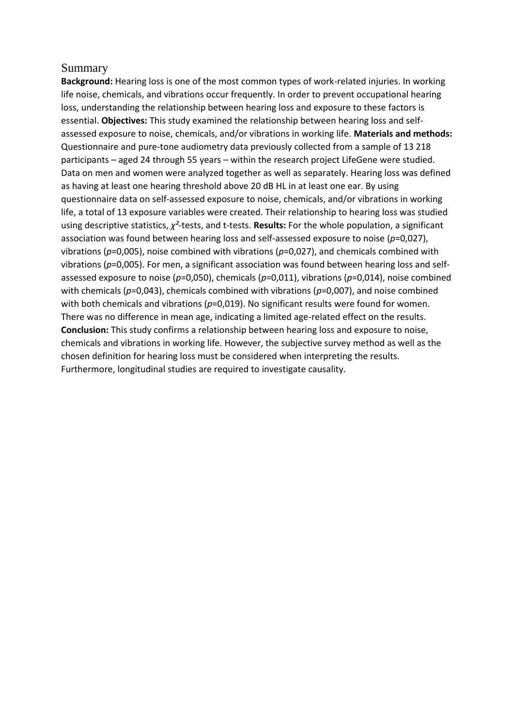# Summary

**Background:** Hearing loss is one of the most common types of work-related injuries. In working life noise, chemicals, and vibrations occur frequently. In order to prevent occupational hearing loss, understanding the relationship between hearing loss and exposure to these factors is essential. **Objectives:** This study examined the relationship between hearing loss and self-assessed exposure to noise, chemicals, and/or vibrations in working life. **Materials and methods:** Questionnaire and pure-tone audiometry data previously collected from a sample of 13 218 participants – aged 24 through 55 years – within the research project LifeGene were studied. Data on men and women were analyzed together as well as separately. Hearing loss was defined as having at least one hearing threshold above 20 dB HL in at least one ear. By using questionnaire data on self-assessed exposure to noise, chemicals, and/or vibrations in working life, a total of 13 exposure variables were created. Their relationship to hearing loss was studied using descriptive statistics, $\chi^2$-tests, and t-tests. **Results:** For the whole population, a significant association was found between hearing loss and self-assessed exposure to noise ($p$=0,027), vibrations ($p$=0,005), noise combined with vibrations ($p$=0,027), and chemicals combined with vibrations ($p$=0,005). For men, a significant association was found between hearing loss and self-assessed exposure to noise ($p$=0,050), chemicals ($p$=0,011), vibrations ($p$=0,014), noise combined with chemicals ($p$=0,043), chemicals combined with vibrations ($p$=0,007), and noise combined with both chemicals and vibrations ($p$=0,019). No significant results were found for women. There was no difference in mean age, indicating a limited age-related effect on the results. **Conclusion:** This study confirms a relationship between hearing loss and exposure to noise, chemicals and vibrations in working life. However, the subjective survey method as well as the chosen definition for hearing loss must be considered when interpreting the results. Furthermore, longitudinal studies are required to investigate causality.